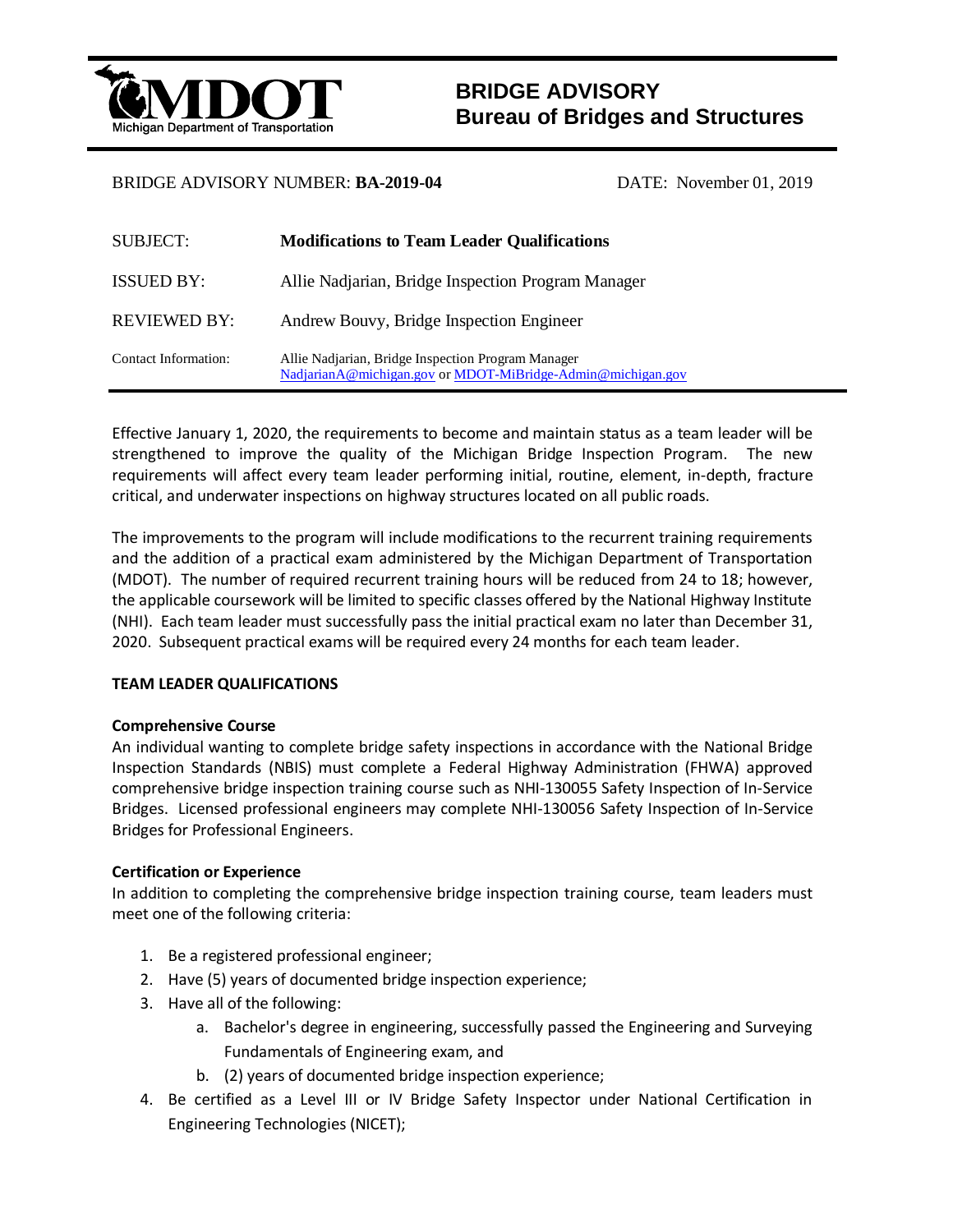# BRIDGE ADVISORY
## Bureau of Bridges and Structures

BRIDGE ADVISORY NUMBER: **BA-2019-04** DATE: November 01, 2019

| | |
|---|---|
| SUBJECT: | **Modifications to Team Leader Qualifications** |
| ISSUED BY: | Allie Nadjarian, Bridge Inspection Program Manager |
| REVIEWED BY: | Andrew Bouvy, Bridge Inspection Engineer |
| Contact Information: | Allie Nadjarian, Bridge Inspection Program Manager<br>NadjarianA@michigan.gov or MDOT-MiBridge-Admin@michigan.gov |

Effective January 1, 2020, the requirements to become and maintain status as a team leader will be strengthened to improve the quality of the Michigan Bridge Inspection Program. The new requirements will affect every team leader performing initial, routine, element, in-depth, fracture critical, and underwater inspections on highway structures located on all public roads.

The improvements to the program will include modifications to the recurrent training requirements and the addition of a practical exam administered by the Michigan Department of Transportation (MDOT). The number of required recurrent training hours will be reduced from 24 to 18; however, the applicable coursework will be limited to specific classes offered by the National Highway Institute (NHI). Each team leader must successfully pass the initial practical exam no later than December 31, 2020. Subsequent practical exams will be required every 24 months for each team leader.

**TEAM LEADER QUALIFICATIONS**

**Comprehensive Course**

An individual wanting to complete bridge safety inspections in accordance with the National Bridge Inspection Standards (NBIS) must complete a Federal Highway Administration (FHWA) approved comprehensive bridge inspection training course such as NHI-130055 Safety Inspection of In-Service Bridges. Licensed professional engineers may complete NHI-130056 Safety Inspection of In-Service Bridges for Professional Engineers.

**Certification or Experience**

In addition to completing the comprehensive bridge inspection training course, team leaders must meet one of the following criteria:

1. Be a registered professional engineer;
2. Have (5) years of documented bridge inspection experience;
3. Have all of the following:
   a. Bachelor's degree in engineering, successfully passed the Engineering and Surveying Fundamentals of Engineering exam, and
   b. (2) years of documented bridge inspection experience;
4. Be certified as a Level III or IV Bridge Safety Inspector under National Certification in Engineering Technologies (NICET);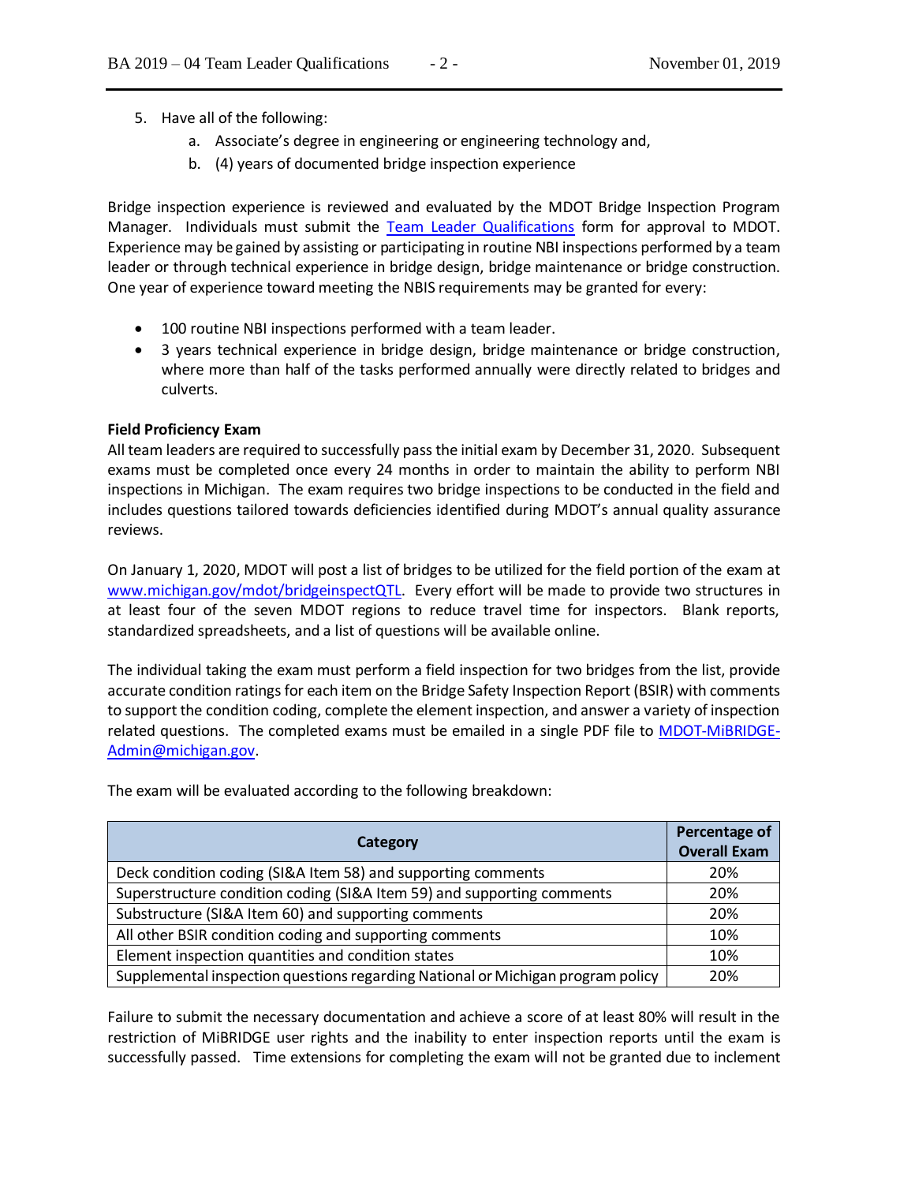5. Have all of the following:
    a. Associate's degree in engineering or engineering technology and,
    b. (4) years of documented bridge inspection experience

Bridge inspection experience is reviewed and evaluated by the MDOT Bridge Inspection Program Manager. Individuals must submit the [Team Leader Qualifications]() form for approval to MDOT. Experience may be gained by assisting or participating in routine NBI inspections performed by a team leader or through technical experience in bridge design, bridge maintenance or bridge construction. One year of experience toward meeting the NBIS requirements may be granted for every:

- 100 routine NBI inspections performed with a team leader.
- 3 years technical experience in bridge design, bridge maintenance or bridge construction, where more than half of the tasks performed annually were directly related to bridges and culverts.

**Field Proficiency Exam**

All team leaders are required to successfully pass the initial exam by December 31, 2020. Subsequent exams must be completed once every 24 months in order to maintain the ability to perform NBI inspections in Michigan. The exam requires two bridge inspections to be conducted in the field and includes questions tailored towards deficiencies identified during MDOT's annual quality assurance reviews.

On January 1, 2020, MDOT will post a list of bridges to be utilized for the field portion of the exam at www.michigan.gov/mdot/bridgeinspectQTL. Every effort will be made to provide two structures in at least four of the seven MDOT regions to reduce travel time for inspectors. Blank reports, standardized spreadsheets, and a list of questions will be available online.

The individual taking the exam must perform a field inspection for two bridges from the list, provide accurate condition ratings for each item on the Bridge Safety Inspection Report (BSIR) with comments to support the condition coding, complete the element inspection, and answer a variety of inspection related questions. The completed exams must be emailed in a single PDF file to MDOT-MiBRIDGE-Admin@michigan.gov.

The exam will be evaluated according to the following breakdown:

| Category | Percentage of Overall Exam |
|---|---|
| Deck condition coding (SI&A Item 58) and supporting comments | 20% |
| Superstructure condition coding (SI&A Item 59) and supporting comments | 20% |
| Substructure (SI&A Item 60) and supporting comments | 20% |
| All other BSIR condition coding and supporting comments | 10% |
| Element inspection quantities and condition states | 10% |
| Supplemental inspection questions regarding National or Michigan program policy | 20% |

Failure to submit the necessary documentation and achieve a score of at least 80% will result in the restriction of MiBRIDGE user rights and the inability to enter inspection reports until the exam is successfully passed. Time extensions for completing the exam will not be granted due to inclement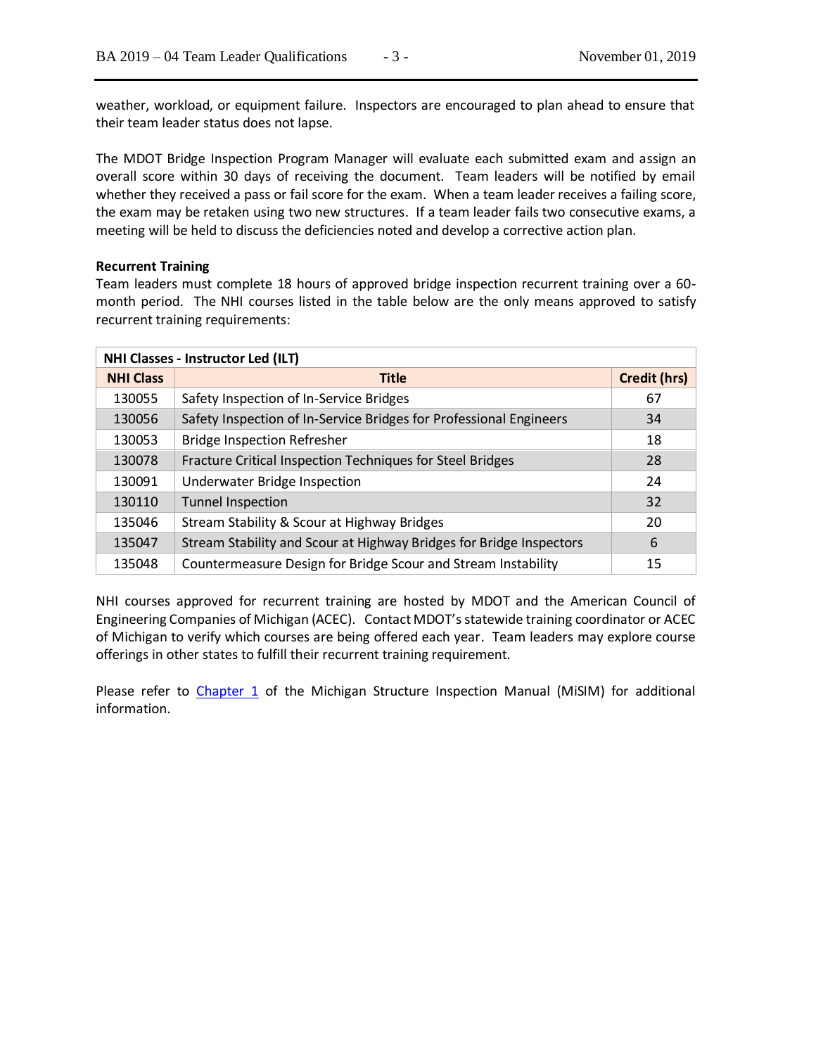weather, workload, or equipment failure. Inspectors are encouraged to plan ahead to ensure that their team leader status does not lapse.

The MDOT Bridge Inspection Program Manager will evaluate each submitted exam and assign an overall score within 30 days of receiving the document. Team leaders will be notified by email whether they received a pass or fail score for the exam. When a team leader receives a failing score, the exam may be retaken using two new structures. If a team leader fails two consecutive exams, a meeting will be held to discuss the deficiencies noted and develop a corrective action plan.

**Recurrent Training**

Team leaders must complete 18 hours of approved bridge inspection recurrent training over a 60-month period. The NHI courses listed in the table below are the only means approved to satisfy recurrent training requirements:

| **NHI Classes - Instructor Led (ILT)** | | |
|---|---|---|
| **NHI Class** | **Title** | **Credit (hrs)** |
| 130055 | Safety Inspection of In-Service Bridges | 67 |
| 130056 | Safety Inspection of In-Service Bridges for Professional Engineers | 34 |
| 130053 | Bridge Inspection Refresher | 18 |
| 130078 | Fracture Critical Inspection Techniques for Steel Bridges | 28 |
| 130091 | Underwater Bridge Inspection | 24 |
| 130110 | Tunnel Inspection | 32 |
| 135046 | Stream Stability & Scour at Highway Bridges | 20 |
| 135047 | Stream Stability and Scour at Highway Bridges for Bridge Inspectors | 6 |
| 135048 | Countermeasure Design for Bridge Scour and Stream Instability | 15 |

NHI courses approved for recurrent training are hosted by MDOT and the American Council of Engineering Companies of Michigan (ACEC). Contact MDOT's statewide training coordinator or ACEC of Michigan to verify which courses are being offered each year. Team leaders may explore course offerings in other states to fulfill their recurrent training requirement.

Please refer to Chapter 1 of the Michigan Structure Inspection Manual (MiSIM) for additional information.